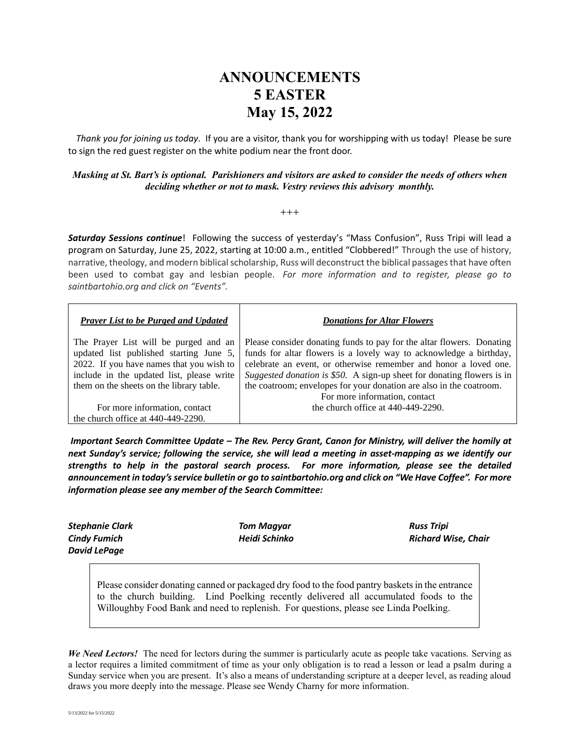# ANNOUNCEMENTS
# 5 EASTER
# May 15, 2022

*Thank you for joining us today*. If you are a visitor, thank you for worshipping with us today! Please be sure to sign the red guest register on the white podium near the front door.

***Masking at St. Bart's is optional. Parishioners and visitors are asked to consider the needs of others when deciding whether or not to mask. Vestry reviews this advisory monthly.***

+++

***Saturday Sessions continue***! Following the success of yesterday's "Mass Confusion", Russ Tripi will lead a program on Saturday, June 25, 2022, starting at 10:00 a.m., entitled "Clobbered!" Through the use of history, narrative, theology, and modern biblical scholarship, Russ will deconstruct the biblical passages that have often been used to combat gay and lesbian people. *For more information and to register, please go to saintbartohio.org and click on "Events".*

| ***Prayer List to be Purged and Updated*** | ***Donations for Altar Flowers*** |
|---|---|
| The Prayer List will be purged and an updated list published starting June 5, 2022. If you have names that you wish to include in the updated list, please write them on the sheets on the library table.<br><br>For more information, contact the church office at 440-449-2290. | Please consider donating funds to pay for the altar flowers. Donating funds for altar flowers is a lovely way to acknowledge a birthday, celebrate an event, or otherwise remember and honor a loved one. *Suggested donation is $50.* A sign-up sheet for donating flowers is in the coatroom; envelopes for your donation are also in the coatroom.<br>For more information, contact the church office at 440-449-2290. |

***Important Search Committee Update – The Rev. Percy Grant, Canon for Ministry, will deliver the homily at next Sunday's service; following the service, she will lead a meeting in asset-mapping as we identify our strengths to help in the pastoral search process. For more information, please see the detailed announcement in today's service bulletin or go to saintbartohio.org and click on "We Have Coffee". For more information please see any member of the Search Committee:***

***Stephanie Clark***
***Cindy Fumich***
***David LePage***
***Tom Magyar***
***Heidi Schinko***
***Russ Tripi***
***Richard Wise, Chair***

Please consider donating canned or packaged dry food to the food pantry baskets in the entrance to the church building. Lind Poelking recently delivered all accumulated foods to the Willoughby Food Bank and need to replenish. For questions, please see Linda Poelking.

***We Need Lectors!*** The need for lectors during the summer is particularly acute as people take vacations. Serving as a lector requires a limited commitment of time as your only obligation is to read a lesson or lead a psalm during a Sunday service when you are present. It's also a means of understanding scripture at a deeper level, as reading aloud draws you more deeply into the message. Please see Wendy Charny for more information.

5/13/2022 for 5/15/2022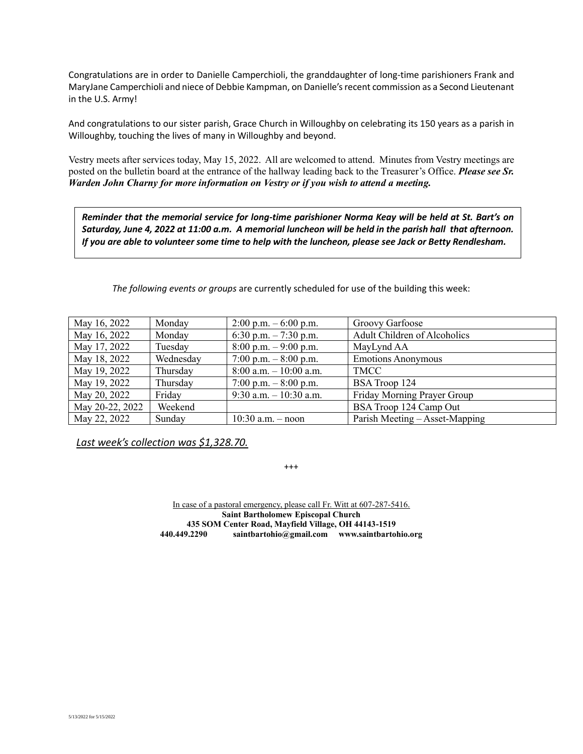Congratulations are in order to Danielle Camperchioli, the granddaughter of long-time parishioners Frank and MaryJane Camperchioli and niece of Debbie Kampman, on Danielle's recent commission as a Second Lieutenant in the U.S. Army!

And congratulations to our sister parish, Grace Church in Willoughby on celebrating its 150 years as a parish in Willoughby, touching the lives of many in Willoughby and beyond.

Vestry meets after services today, May 15, 2022. All are welcomed to attend. Minutes from Vestry meetings are posted on the bulletin board at the entrance of the hallway leading back to the Treasurer's Office. ***Please see Sr. Warden John Charny for more information on Vestry or if you wish to attend a meeting.***

***Reminder that the memorial service for long-time parishioner Norma Keay will be held at St. Bart's on Saturday, June 4, 2022 at 11:00 a.m. A memorial luncheon will be held in the parish hall that afternoon. If you are able to volunteer some time to help with the luncheon, please see Jack or Betty Rendlesham.***

*The following events or groups* are currently scheduled for use of the building this week:

| | | | |
|---|---|---|---|
| May 16, 2022 | Monday | 2:00 p.m. – 6:00 p.m. | Groovy Garfoose |
| May 16, 2022 | Monday | 6:30 p.m. – 7:30 p.m. | Adult Children of Alcoholics |
| May 17, 2022 | Tuesday | 8:00 p.m. – 9:00 p.m. | MayLynd AA |
| May 18, 2022 | Wednesday | 7:00 p.m. – 8:00 p.m. | Emotions Anonymous |
| May 19, 2022 | Thursday | 8:00 a.m. – 10:00 a.m. | TMCC |
| May 19, 2022 | Thursday | 7:00 p.m. – 8:00 p.m. | BSA Troop 124 |
| May 20, 2022 | Friday | 9:30 a.m. – 10:30 a.m. | Friday Morning Prayer Group |
| May 20-22, 2022 | Weekend | | BSA Troop 124 Camp Out |
| May 22, 2022 | Sunday | 10:30 a.m. – noon | Parish Meeting – Asset-Mapping |

*Last week's collection was $1,328.70.*

+++

In case of a pastoral emergency, please call Fr. Witt at 607-287-5416.

**Saint Bartholomew Episcopal Church**
**435 SOM Center Road, Mayfield Village, OH 44143-1519**
**440.449.2290 saintbartohio@gmail.com www.saintbartohio.org**

5/13/2022 for 5/15/2022